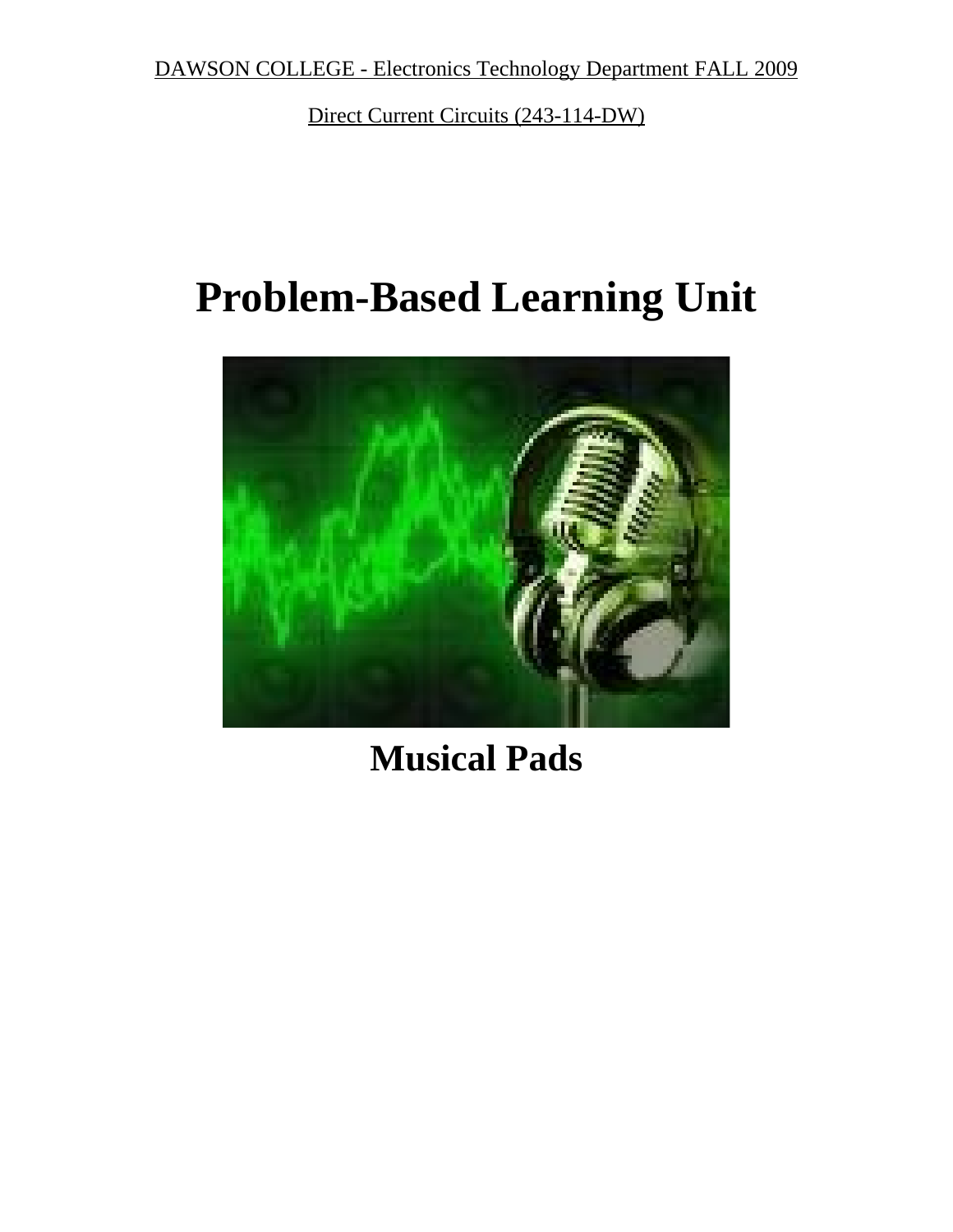DAWSON COLLEGE - Electronics Technology Department FALL 2009

Direct Current Circuits (243-114-DW)

# Problem-Based Learning Unit

## Musical Pads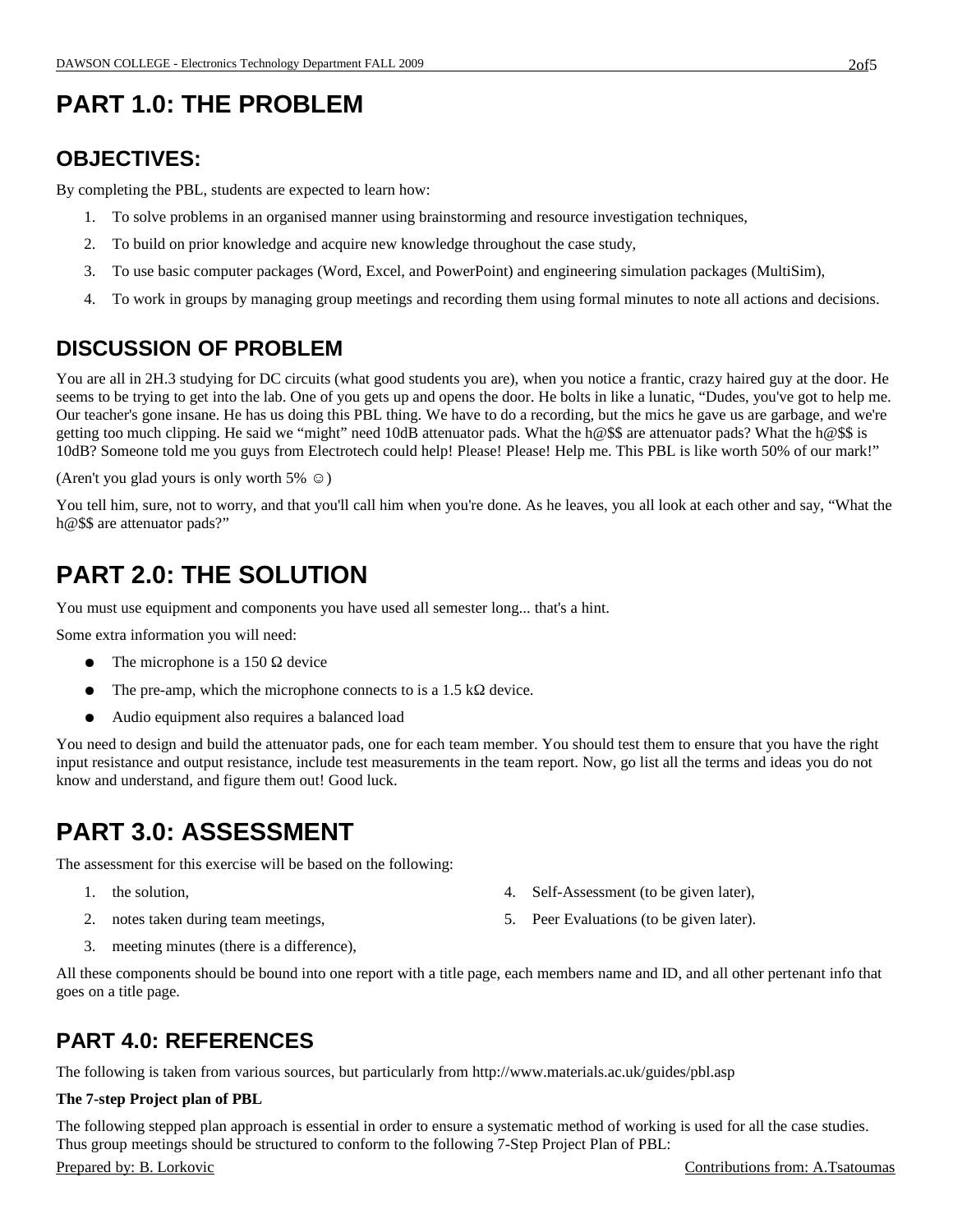# PART 1.0: THE PROBLEM

## OBJECTIVES:

By completing the PBL, students are expected to learn how:

1. To solve problems in an organised manner using brainstorming and resource investigation techniques,
2. To build on prior knowledge and acquire new knowledge throughout the case study,
3. To use basic computer packages (Word, Excel, and PowerPoint) and engineering simulation packages (MultiSim),
4. To work in groups by managing group meetings and recording them using formal minutes to note all actions and decisions.

## DISCUSSION OF PROBLEM

You are all in 2H.3 studying for DC circuits (what good students you are), when you notice a frantic, crazy haired guy at the door. He seems to be trying to get into the lab. One of you gets up and opens the door. He bolts in like a lunatic, "Dudes, you've got to help me. Our teacher's gone insane. He has us doing this PBL thing. We have to do a recording, but the mics he gave us are garbage, and we're getting too much clipping. He said we "might" need 10dB attenuator pads. What the h@$$ are attenuator pads? What the h@$$ is 10dB? Someone told me you guys from Electrotech could help! Please! Please! Help me. This PBL is like worth 50% of our mark!"

(Aren't you glad yours is only worth 5% ☺)

You tell him, sure, not to worry, and that you'll call him when you're done. As he leaves, you all look at each other and say, "What the h@$$ are attenuator pads?"

# PART 2.0: THE SOLUTION

You must use equipment and components you have used all semester long... that's a hint.

Some extra information you will need:

- The microphone is a 150 Ω device
- The pre-amp, which the microphone connects to is a 1.5 kΩ device.
- Audio equipment also requires a balanced load

You need to design and build the attenuator pads, one for each team member. You should test them to ensure that you have the right input resistance and output resistance, include test measurements in the team report. Now, go list all the terms and ideas you do not know and understand, and figure them out! Good luck.

# PART 3.0: ASSESSMENT

The assessment for this exercise will be based on the following:

1. the solution,
2. notes taken during team meetings,
3. meeting minutes (there is a difference),
4. Self-Assessment (to be given later),
5. Peer Evaluations (to be given later).

All these components should be bound into one report with a title page, each members name and ID, and all other pertenant info that goes on a title page.

## PART 4.0: REFERENCES

The following is taken from various sources, but particularly from http://www.materials.ac.uk/guides/pbl.asp

**The 7-step Project plan of PBL**

The following stepped plan approach is essential in order to ensure a systematic method of working is used for all the case studies. Thus group meetings should be structured to conform to the following 7-Step Project Plan of PBL: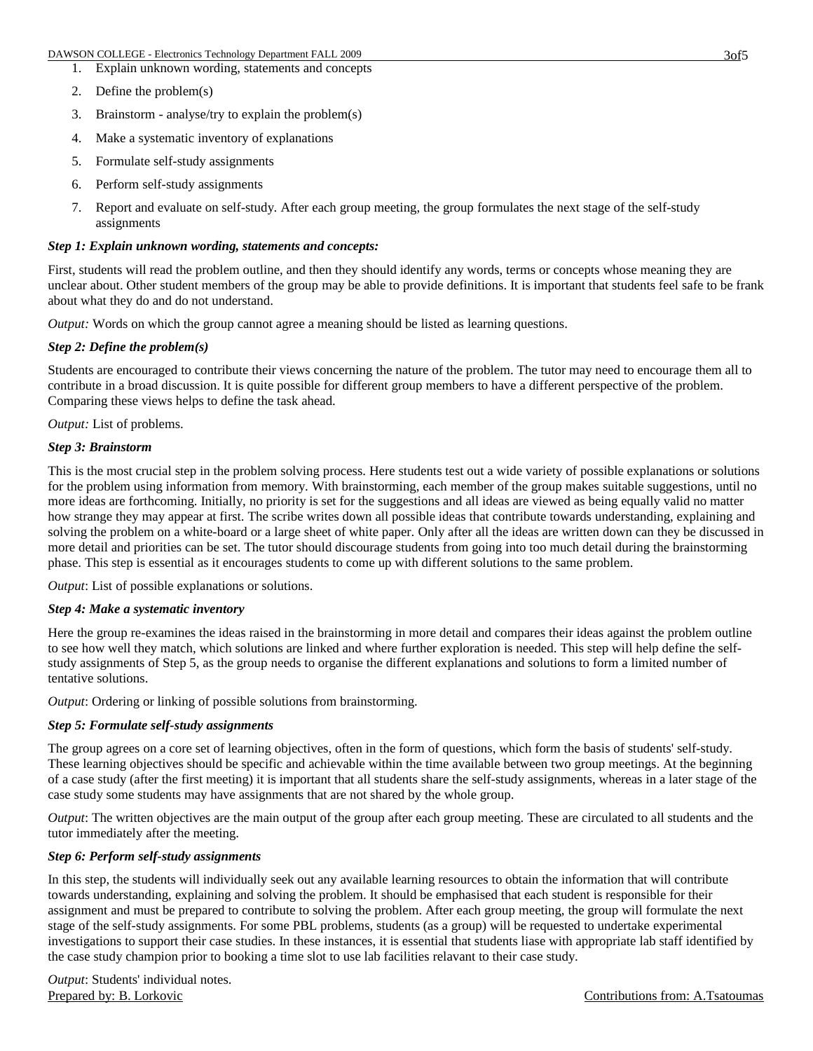1. Explain unknown wording, statements and concepts
2. Define the problem(s)
3. Brainstorm - analyse/try to explain the problem(s)
4. Make a systematic inventory of explanations
5. Formulate self-study assignments
6. Perform self-study assignments
7. Report and evaluate on self-study. After each group meeting, the group formulates the next stage of the self-study assignments

***Step 1: Explain unknown wording, statements and concepts:***

First, students will read the problem outline, and then they should identify any words, terms or concepts whose meaning they are unclear about. Other student members of the group may be able to provide definitions. It is important that students feel safe to be frank about what they do and do not understand.

*Output:* Words on which the group cannot agree a meaning should be listed as learning questions.

***Step 2: Define the problem(s)***

Students are encouraged to contribute their views concerning the nature of the problem. The tutor may need to encourage them all to contribute in a broad discussion. It is quite possible for different group members to have a different perspective of the problem. Comparing these views helps to define the task ahead.

*Output:* List of problems.

***Step 3: Brainstorm***

This is the most crucial step in the problem solving process. Here students test out a wide variety of possible explanations or solutions for the problem using information from memory. With brainstorming, each member of the group makes suitable suggestions, until no more ideas are forthcoming. Initially, no priority is set for the suggestions and all ideas are viewed as being equally valid no matter how strange they may appear at first. The scribe writes down all possible ideas that contribute towards understanding, explaining and solving the problem on a white-board or a large sheet of white paper. Only after all the ideas are written down can they be discussed in more detail and priorities can be set. The tutor should discourage students from going into too much detail during the brainstorming phase. This step is essential as it encourages students to come up with different solutions to the same problem.

*Output*: List of possible explanations or solutions.

***Step 4: Make a systematic inventory***

Here the group re-examines the ideas raised in the brainstorming in more detail and compares their ideas against the problem outline to see how well they match, which solutions are linked and where further exploration is needed. This step will help define the self-study assignments of Step 5, as the group needs to organise the different explanations and solutions to form a limited number of tentative solutions.

*Output*: Ordering or linking of possible solutions from brainstorming.

***Step 5: Formulate self-study assignments***

The group agrees on a core set of learning objectives, often in the form of questions, which form the basis of students' self-study. These learning objectives should be specific and achievable within the time available between two group meetings. At the beginning of a case study (after the first meeting) it is important that all students share the self-study assignments, whereas in a later stage of the case study some students may have assignments that are not shared by the whole group.

*Output*: The written objectives are the main output of the group after each group meeting. These are circulated to all students and the tutor immediately after the meeting.

***Step 6: Perform self-study assignments***

In this step, the students will individually seek out any available learning resources to obtain the information that will contribute towards understanding, explaining and solving the problem. It should be emphasised that each student is responsible for their assignment and must be prepared to contribute to solving the problem. After each group meeting, the group will formulate the next stage of the self-study assignments. For some PBL problems, students (as a group) will be requested to undertake experimental investigations to support their case studies. In these instances, it is essential that students liase with appropriate lab staff identified by the case study champion prior to booking a time slot to use lab facilities relavant to their case study.

*Output*: Students' individual notes.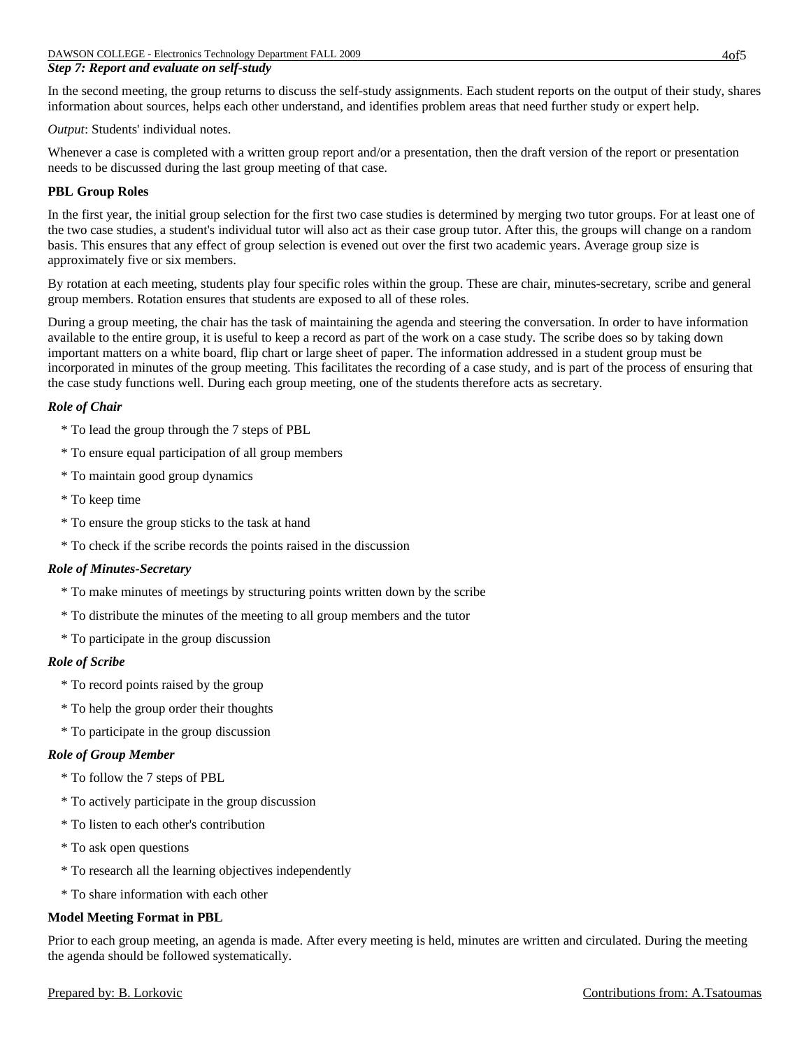### *Step 7: Report and evaluate on self-study*

In the second meeting, the group returns to discuss the self-study assignments. Each student reports on the output of their study, shares information about sources, helps each other understand, and identifies problem areas that need further study or expert help.

*Output*: Students' individual notes.

Whenever a case is completed with a written group report and/or a presentation, then the draft version of the report or presentation needs to be discussed during the last group meeting of that case.

**PBL Group Roles**

In the first year, the initial group selection for the first two case studies is determined by merging two tutor groups. For at least one of the two case studies, a student's individual tutor will also act as their case group tutor. After this, the groups will change on a random basis. This ensures that any effect of group selection is evened out over the first two academic years. Average group size is approximately five or six members.

By rotation at each meeting, students play four specific roles within the group. These are chair, minutes-secretary, scribe and general group members. Rotation ensures that students are exposed to all of these roles.

During a group meeting, the chair has the task of maintaining the agenda and steering the conversation. In order to have information available to the entire group, it is useful to keep a record as part of the work on a case study. The scribe does so by taking down important matters on a white board, flip chart or large sheet of paper. The information addressed in a student group must be incorporated in minutes of the group meeting. This facilitates the recording of a case study, and is part of the process of ensuring that the case study functions well. During each group meeting, one of the students therefore acts as secretary.

***Role of Chair***

* To lead the group through the 7 steps of PBL
* To ensure equal participation of all group members
* To maintain good group dynamics
* To keep time
* To ensure the group sticks to the task at hand
* To check if the scribe records the points raised in the discussion

***Role of Minutes-Secretary***

* To make minutes of meetings by structuring points written down by the scribe
* To distribute the minutes of the meeting to all group members and the tutor
* To participate in the group discussion

***Role of Scribe***

* To record points raised by the group
* To help the group order their thoughts
* To participate in the group discussion

***Role of Group Member***

* To follow the 7 steps of PBL
* To actively participate in the group discussion
* To listen to each other's contribution
* To ask open questions
* To research all the learning objectives independently
* To share information with each other

**Model Meeting Format in PBL**

Prior to each group meeting, an agenda is made. After every meeting is held, minutes are written and circulated. During the meeting the agenda should be followed systematically.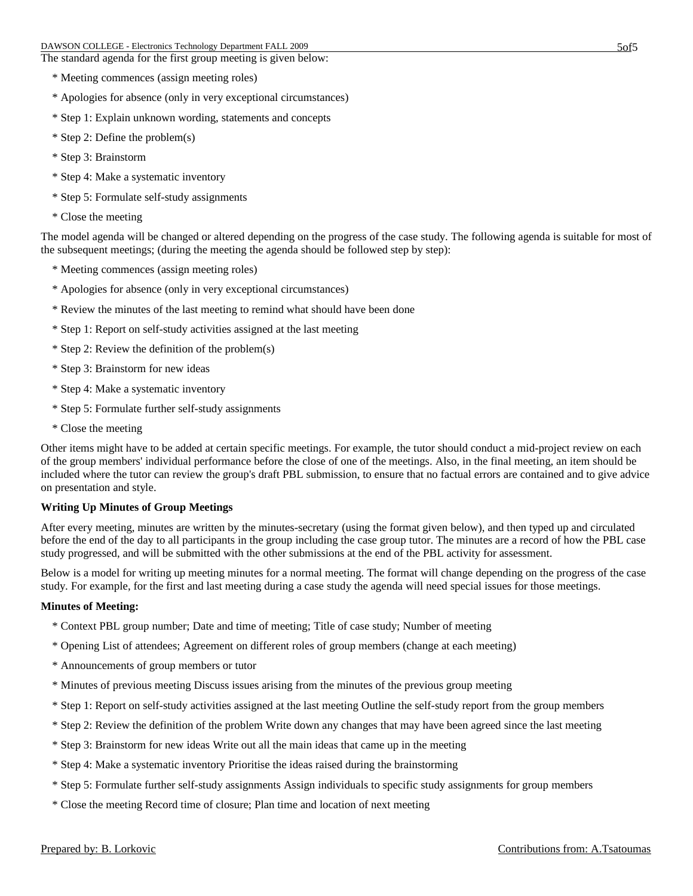The standard agenda for the first group meeting is given below:

* Meeting commences (assign meeting roles)
* Apologies for absence (only in very exceptional circumstances)
* Step 1: Explain unknown wording, statements and concepts
* Step 2: Define the problem(s)
* Step 3: Brainstorm
* Step 4: Make a systematic inventory
* Step 5: Formulate self-study assignments
* Close the meeting

The model agenda will be changed or altered depending on the progress of the case study. The following agenda is suitable for most of the subsequent meetings; (during the meeting the agenda should be followed step by step):

* Meeting commences (assign meeting roles)
* Apologies for absence (only in very exceptional circumstances)
* Review the minutes of the last meeting to remind what should have been done
* Step 1: Report on self-study activities assigned at the last meeting
* Step 2: Review the definition of the problem(s)
* Step 3: Brainstorm for new ideas
* Step 4: Make a systematic inventory
* Step 5: Formulate further self-study assignments
* Close the meeting

Other items might have to be added at certain specific meetings. For example, the tutor should conduct a mid-project review on each of the group members' individual performance before the close of one of the meetings. Also, in the final meeting, an item should be included where the tutor can review the group's draft PBL submission, to ensure that no factual errors are contained and to give advice on presentation and style.

**Writing Up Minutes of Group Meetings**

After every meeting, minutes are written by the minutes-secretary (using the format given below), and then typed up and circulated before the end of the day to all participants in the group including the case group tutor. The minutes are a record of how the PBL case study progressed, and will be submitted with the other submissions at the end of the PBL activity for assessment.

Below is a model for writing up meeting minutes for a normal meeting. The format will change depending on the progress of the case study. For example, for the first and last meeting during a case study the agenda will need special issues for those meetings.

**Minutes of Meeting:**

* Context PBL group number; Date and time of meeting; Title of case study; Number of meeting
* Opening List of attendees; Agreement on different roles of group members (change at each meeting)
* Announcements of group members or tutor
* Minutes of previous meeting Discuss issues arising from the minutes of the previous group meeting
* Step 1: Report on self-study activities assigned at the last meeting Outline the self-study report from the group members
* Step 2: Review the definition of the problem Write down any changes that may have been agreed since the last meeting
* Step 3: Brainstorm for new ideas Write out all the main ideas that came up in the meeting
* Step 4: Make a systematic inventory Prioritise the ideas raised during the brainstorming
* Step 5: Formulate further self-study assignments Assign individuals to specific study assignments for group members
* Close the meeting Record time of closure; Plan time and location of next meeting

Prepared by: B. Lorkovic

Contributions from: A.Tsatoumas